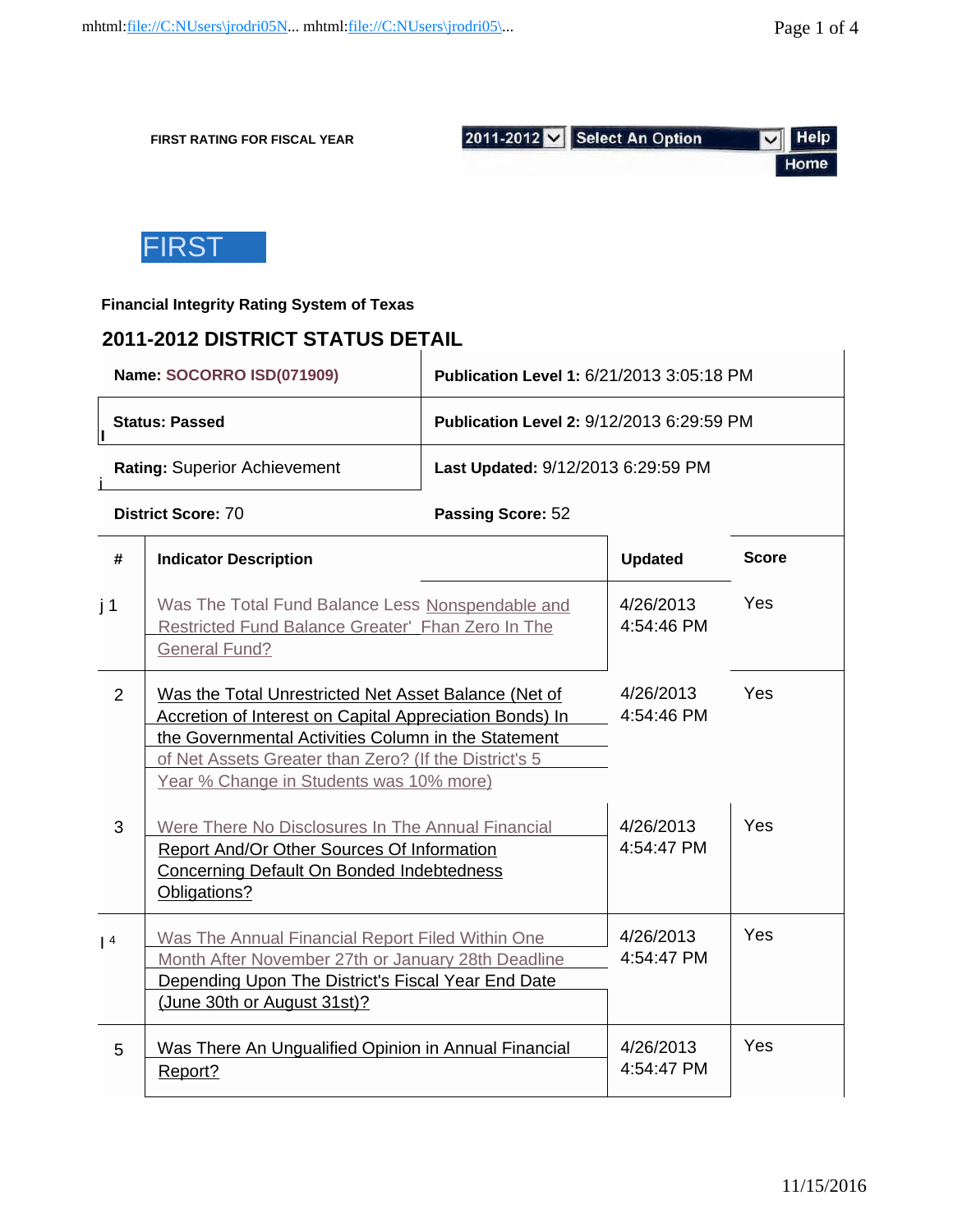FIRST RATING FOR FISCAL YEAR

2011-2012 | Select An Option | Help | Home

# FIRST

**Financial Integrity Rating System of Texas**

## 2011-2012 DISTRICT STATUS DETAIL

| | |
|---|---|
| **Name:** SOCORRO ISD(071909) | **Publication Level 1:** 6/21/2013 3:05:18 PM |
| **Status: Passed** | **Publication Level 2:** 9/12/2013 6:29:59 PM |
| **Rating:** Superior Achievement | **Last Updated:** 9/12/2013 6:29:59 PM |
| **District Score:** 70 | **Passing Score:** 52 |

| # | Indicator Description | Updated | Score |
|---|---|---|---|
| 1 | Was The Total Fund Balance Less Nonspendable and Restricted Fund Balance Greater' Fhan Zero In The General Fund? | 4/26/2013 4:54:46 PM | Yes |
| 2 | Was the Total Unrestricted Net Asset Balance (Net of Accretion of Interest on Capital Appreciation Bonds) In the Governmental Activities Column in the Statement of Net Assets Greater than Zero? (If the District's 5 Year % Change in Students was 10% more) | 4/26/2013 4:54:46 PM | Yes |
| 3 | Were There No Disclosures In The Annual Financial Report And/Or Other Sources Of Information Concerning Default On Bonded Indebtedness Obligations? | 4/26/2013 4:54:47 PM | Yes |
| 4 | Was The Annual Financial Report Filed Within One Month After November 27th or January 28th Deadline Depending Upon The District's Fiscal Year End Date (June 30th or August 31st)? | 4/26/2013 4:54:47 PM | Yes |
| 5 | Was There An Unqualified Opinion in Annual Financial Report? | 4/26/2013 4:54:47 PM | Yes |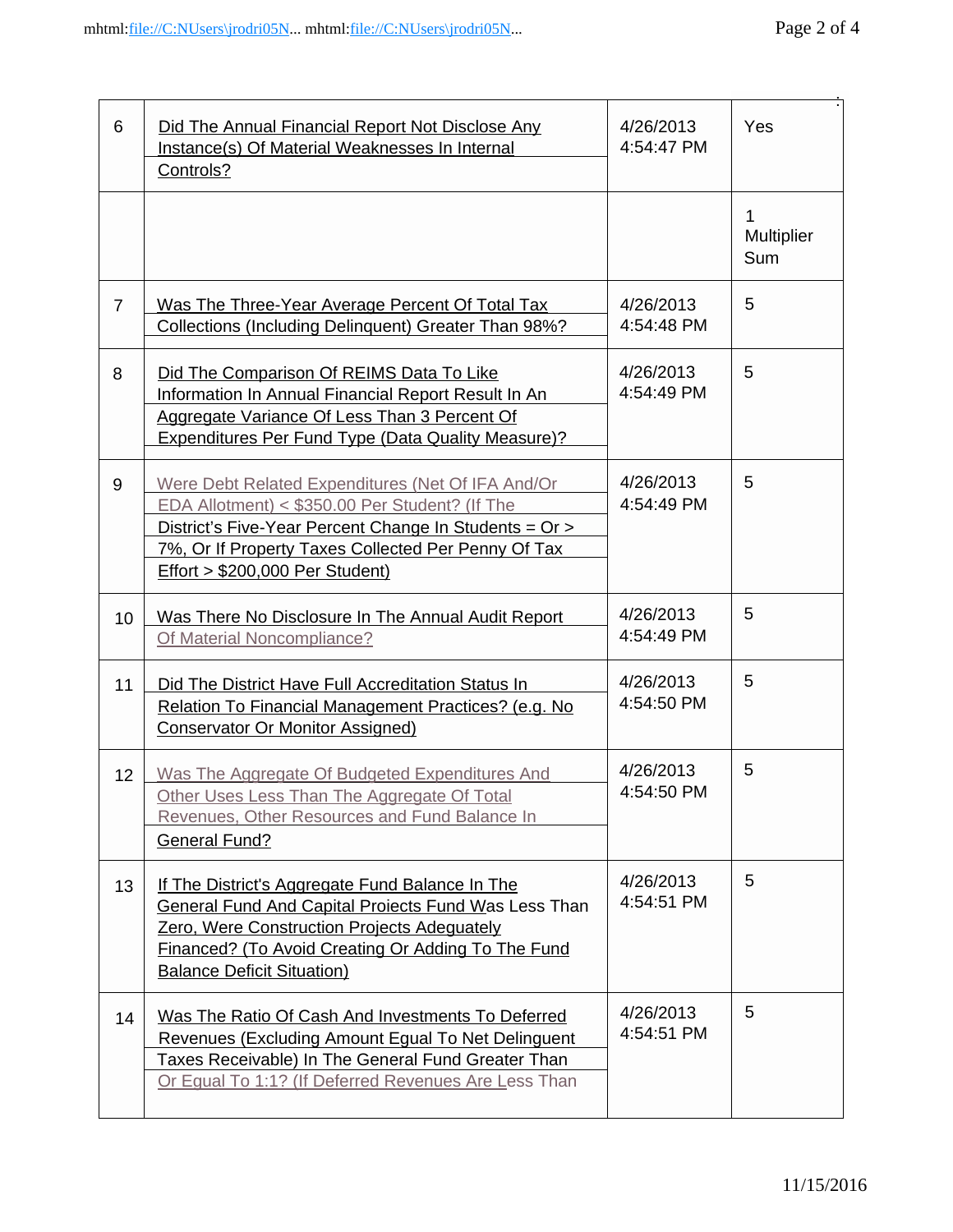| | | | |
|---|---|---|---|
| 6 | Did The Annual Financial Report Not Disclose Any Instance(s) Of Material Weaknesses In Internal Controls? | 4/26/2013 4:54:47 PM | Yes |
| | | | 1 Multiplier Sum |
| 7 | Was The Three-Year Average Percent Of Total Tax Collections (Including Delinquent) Greater Than 98%? | 4/26/2013 4:54:48 PM | 5 |
| 8 | Did The Comparison Of REIMS Data To Like Information In Annual Financial Report Result In An Aggregate Variance Of Less Than 3 Percent Of Expenditures Per Fund Type (Data Quality Measure)? | 4/26/2013 4:54:49 PM | 5 |
| 9 | Were Debt Related Expenditures (Net Of IFA And/Or EDA Allotment) < $350.00 Per Student? (If The District's Five-Year Percent Change In Students = Or > 7%, Or If Property Taxes Collected Per Penny Of Tax Effort > $200,000 Per Student) | 4/26/2013 4:54:49 PM | 5 |
| 10 | Was There No Disclosure In The Annual Audit Report Of Material Noncompliance? | 4/26/2013 4:54:49 PM | 5 |
| 11 | Did The District Have Full Accreditation Status In Relation To Financial Management Practices? (e.g. No Conservator Or Monitor Assigned) | 4/26/2013 4:54:50 PM | 5 |
| 12 | Was The Aggregate Of Budgeted Expenditures And Other Uses Less Than The Aggregate Of Total Revenues, Other Resources and Fund Balance In General Fund? | 4/26/2013 4:54:50 PM | 5 |
| 13 | If The District's Aggregate Fund Balance In The General Fund And Capital Projects Fund Was Less Than Zero, Were Construction Projects Adequately Financed? (To Avoid Creating Or Adding To The Fund Balance Deficit Situation) | 4/26/2013 4:54:51 PM | 5 |
| 14 | Was The Ratio Of Cash And Investments To Deferred Revenues (Excluding Amount Equal To Net Delinquent Taxes Receivable) In The General Fund Greater Than Or Equal To 1:1? (If Deferred Revenues Are Less Than | 4/26/2013 4:54:51 PM | 5 |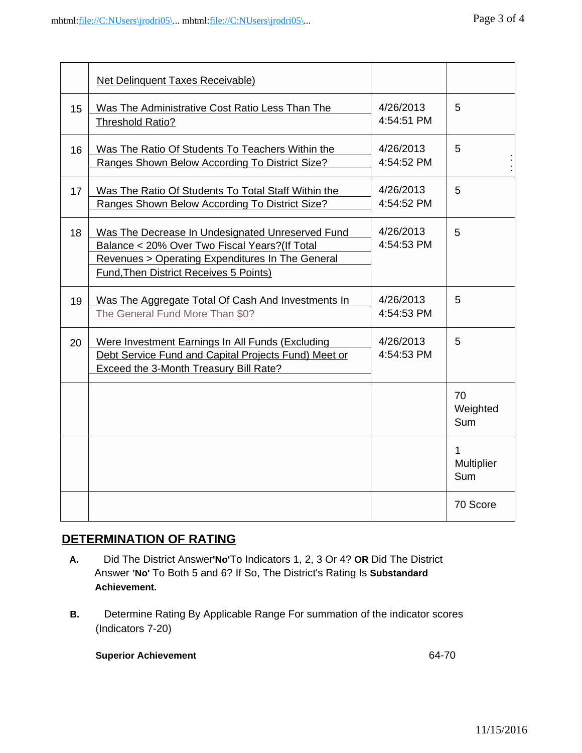| | | | |
|---|---|---|---|
| | Net Delinquent Taxes Receivable) | | |
| 15 | Was The Administrative Cost Ratio Less Than The Threshold Ratio? | 4/26/2013 4:54:51 PM | 5 |
| 16 | Was The Ratio Of Students To Teachers Within the Ranges Shown Below According To District Size? | 4/26/2013 4:54:52 PM | 5 |
| 17 | Was The Ratio Of Students To Total Staff Within the Ranges Shown Below According To District Size? | 4/26/2013 4:54:52 PM | 5 |
| 18 | Was The Decrease In Undesignated Unreserved Fund Balance < 20% Over Two Fiscal Years?(If Total Revenues > Operating Expenditures In The General Fund,Then District Receives 5 Points) | 4/26/2013 4:54:53 PM | 5 |
| 19 | Was The Aggregate Total Of Cash And Investments In The General Fund More Than $0? | 4/26/2013 4:54:53 PM | 5 |
| 20 | Were Investment Earnings In All Funds (Excluding Debt Service Fund and Capital Projects Fund) Meet or Exceed the 3-Month Treasury Bill Rate? | 4/26/2013 4:54:53 PM | 5 |
| | | | 70 Weighted Sum |
| | | | 1 Multiplier Sum |
| | | | 70 Score |

## DETERMINATION OF RATING

**A.** Did The District Answer **'No'** To Indicators 1, 2, 3 Or 4? **OR** Did The District Answer **'No'** To Both 5 and 6? If So, The District's Rating Is **Substandard Achievement.**

**B.** Determine Rating By Applicable Range For summation of the indicator scores (Indicators 7-20)

| | |
|---|---|
| **Superior Achievement** | 64-70 |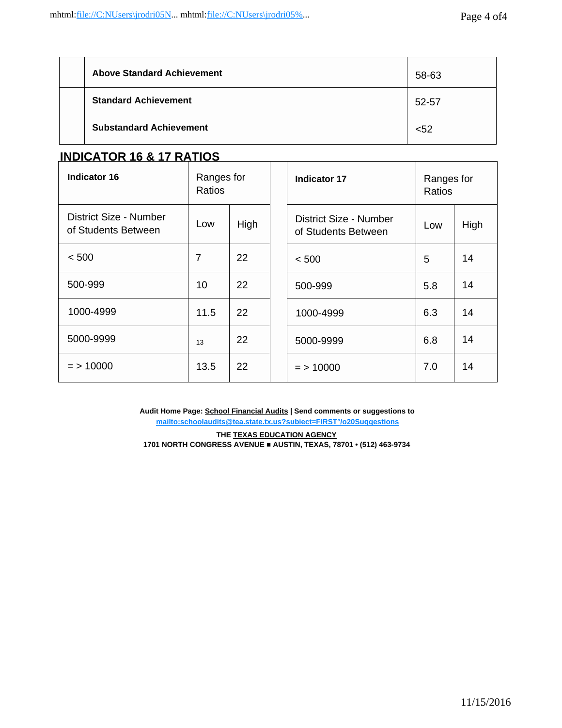| | | |
|---|---|---|
| | **Above Standard Achievement** | 58-63 |
| | **Standard Achievement** | 52-57 |
| | **Substandard Achievement** | <52 |

## INDICATOR 16 & 17 RATIOS

| **Indicator 16** | Ranges for Ratios | | | **Indicator 17** | Ranges for Ratios | |
|---|---|---|---|---|---|---|
| District Size - Number of Students Between | Low | High | | District Size - Number of Students Between | Low | High |
| < 500 | 7 | 22 | | < 500 | 5 | 14 |
| 500-999 | 10 | 22 | | 500-999 | 5.8 | 14 |
| 1000-4999 | 11.5 | 22 | | 1000-4999 | 6.3 | 14 |
| 5000-9999 | 13 | 22 | | 5000-9999 | 6.8 | 14 |
| = > 10000 | 13.5 | 22 | | = > 10000 | 7.0 | 14 |

**Audit Home Page: School Financial Audits | Send comments or suggestions to**
**mailto:schoolaudits@tea.state.tx.us?subiect=FIRST°/o20Suqqestions**

**THE TEXAS EDUCATION AGENCY**
**1701 NORTH CONGRESS AVENUE ■ AUSTIN, TEXAS, 78701 • (512) 463-9734**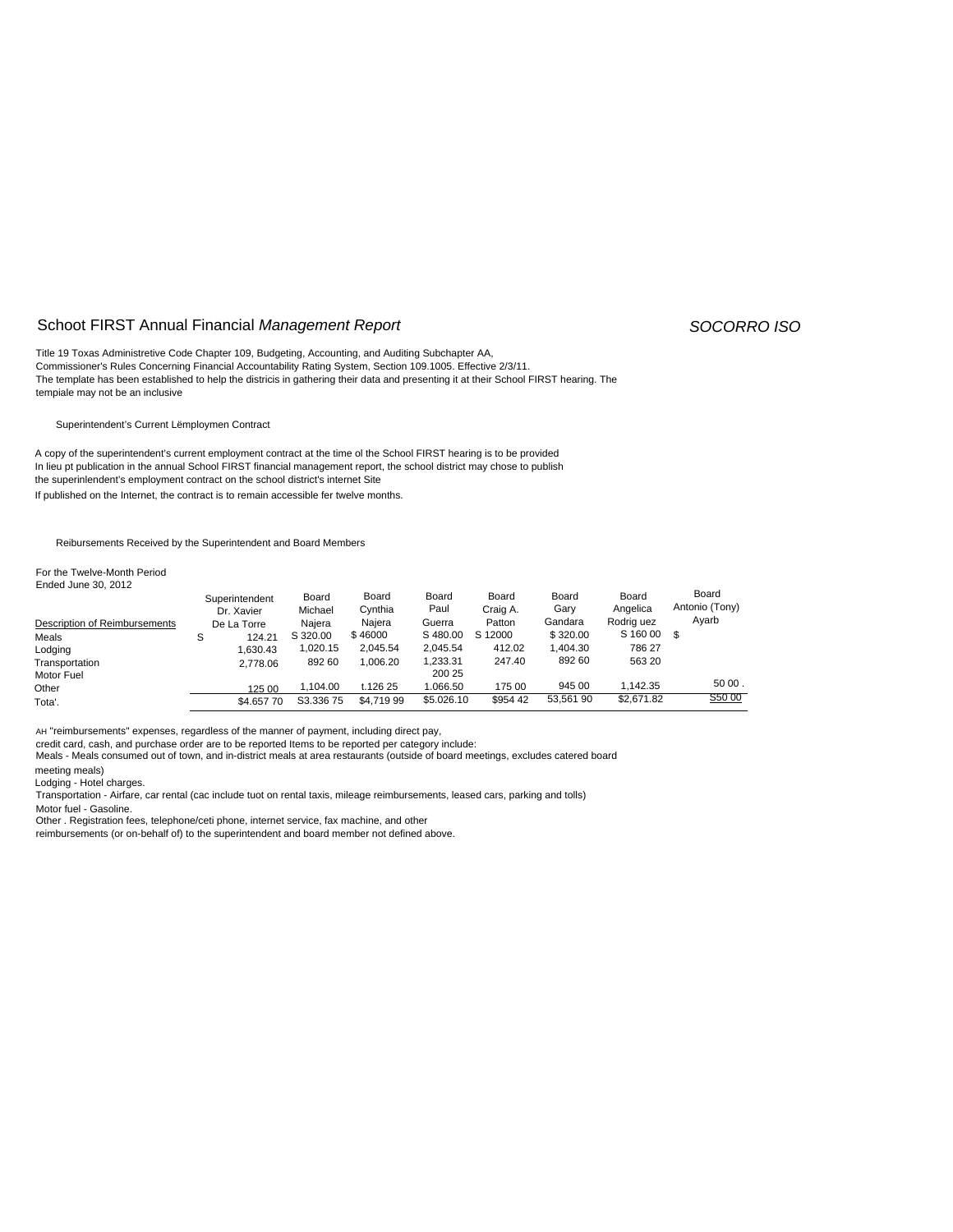# Schoot FIRST Annual Financial *Management Report* *SOCORRO ISO*

Title 19 Toxas Administretive Code Chapter 109, Budgeting, Accounting, and Auditing Subchapter AA,
Commissioner's Rules Concerning Financial Accountability Rating System, Section 109.1005. Effective 2/3/11.
The template has been established to help the districis in gathering their data and presenting it at their School FIRST hearing. The tempiale may not be an inclusive

Superintendent's Current Lëmploymen Contract

A copy of the superintendent's current employment contract at the time ol the School FIRST hearing is to be provided
In lieu pt publication in the annual School FIRST financial management report, the school district may chose to publish the superinlendent's employment contract on the school district's internet Site
If published on the Internet, the contract is to remain accessible fer twelve months.

Reibursements Received by the Superintendent and Board Members

For the Twelve-Month Period
Ended June 30, 2012

| Description of Reimbursements | Superintendent Dr. Xavier De La Torre | Board Michael Najera | Board Cynthia Najera | Board Paul Guerra | Board Craig A. Patton | Board Gary Gandara | Board Angelica Rodrig uez | Board Antonio (Tony) Ayarb |
|---|---|---|---|---|---|---|---|---|
| Meals | S 124.21 | S 320.00 | $ 46000 | S 480.00 | S 12000 | $ 320.00 | S 160 00 | $ |
| Lodging | 1,630.43 | 1,020.15 | 2,045.54 | 2,045.54 | 412.02 | 1,404.30 | 786 27 | |
| Transportation | 2,778.06 | 892 60 | 1,006.20 | 1,233.31 | 247.40 | 892 60 | 563 20 | |
| Motor Fuel | | | | 200 25 | | | | |
| Other | 125 00 | 1,104.00 | t.126 25 | 1.066.50 | 175 00 | 945 00 | 1,142.35 | 50 00 . |
| Tota'. | $4.657 70 | S3.336 75 | $4,719 99 | $5.026.10 | $954 42 | 53,561 90 | $2,671.82 | S50 00 |

AH "reimbursements" expenses, regardless of the manner of payment, including direct pay,
credit card, cash, and purchase order are to be reported Items to be reported per category include:
Meals - Meals consumed out of town, and in-district meals at area restaurants (outside of board meetings, excludes catered board meeting meals)
Lodging - Hotel charges.
Transportation - Airfare, car rental (cac include tuot on rental taxis, mileage reimbursements, leased cars, parking and tolls)
Motor fuel - Gasoline.
Other . Registration fees, telephone/ceti phone, internet service, fax machine, and other
reimbursements (or on-behalf of) to the superintendent and board member not defined above.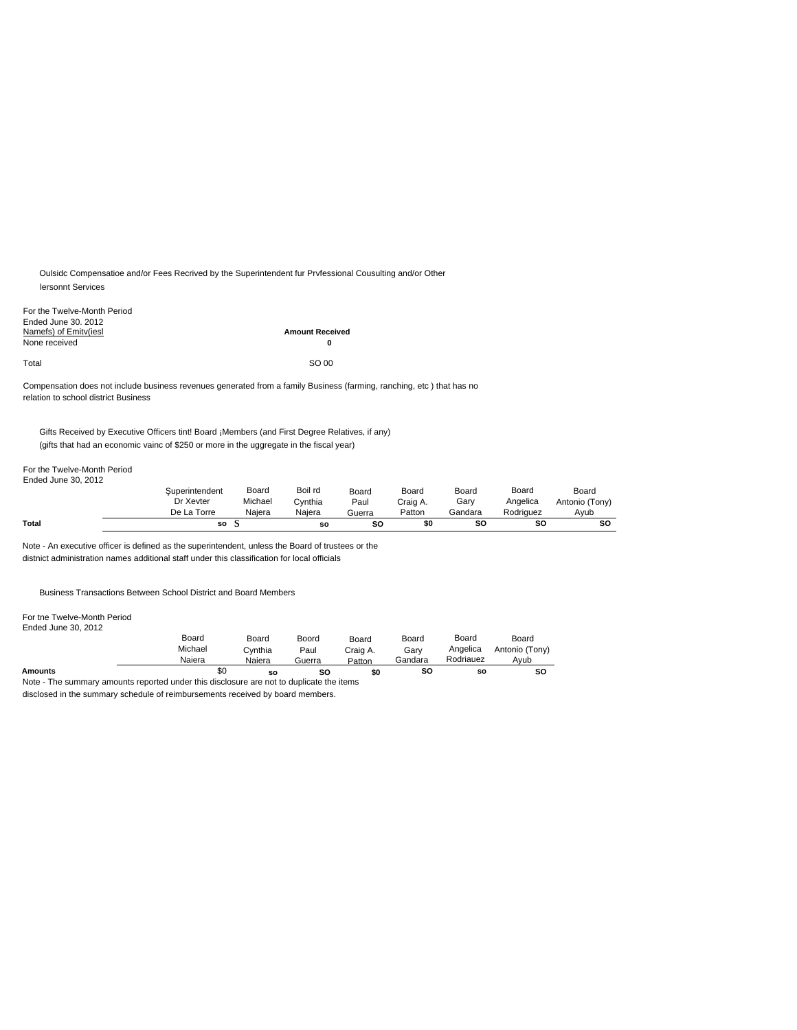Oulsidc Compensatioe and/or Fees Recrived by the Superintendent fur Prvfessional Cousulting and/or Other lersonnt Services

For the Twelve-Month Period
Ended June 30. 2012

| Namefs) of Emitv(iesl | Amount Received |
|---|---|
| None received | 0 |
| Total | SO 00 |

Compensation does not include business revenues generated from a family Business (farming, ranching, etc ) that has no relation to school district Business

Gifts Received by Executive Officers tint! Board ¡Members (and First Degree Relatives, if any)
(gifts that had an economic vainc of $250 or more in the uggregate in the fiscal year)

For the Twelve-Month Period
Ended June 30, 2012

| | Şuperintendent Dr Xevter De La Torre | Board Michael Najera | Boil rd Cynthia Najera | Board Paul Guerra | Board Craig A. Patton | Board Gary Gandara | Board Angelica Rodriguez | Board Antonio (Tony) Ayub |
|---|---|---|---|---|---|---|---|---|
| **Total** | **so** | S | **so** | **SO** | **$0** | **SO** | **SO** | **SO** |

Note - An executive officer is defined as the superintendent, unless the Board of trustees or the distnict administration names additional staff under this classification for local officials

Business Transactions Between School District and Board Members

For tne Twelve-Month Period
Ended June 30, 2012

| | Board Michael Naiera | Board Cynthia Naiera | Boord Paul Guerra | Board Craig A. Patton | Board Gary Gandara | Board Angelica Rodriauez | Board Antonio (Tony) Ayub |
|---|---|---|---|---|---|---|---|
| **Amounts** | $0 | **so** | **SO** | **$0** | **SO** | **so** | **SO** |

Note - The summary amounts reported under this disclosure are not to duplicate the items disclosed in the summary schedule of reimbursements received by board members.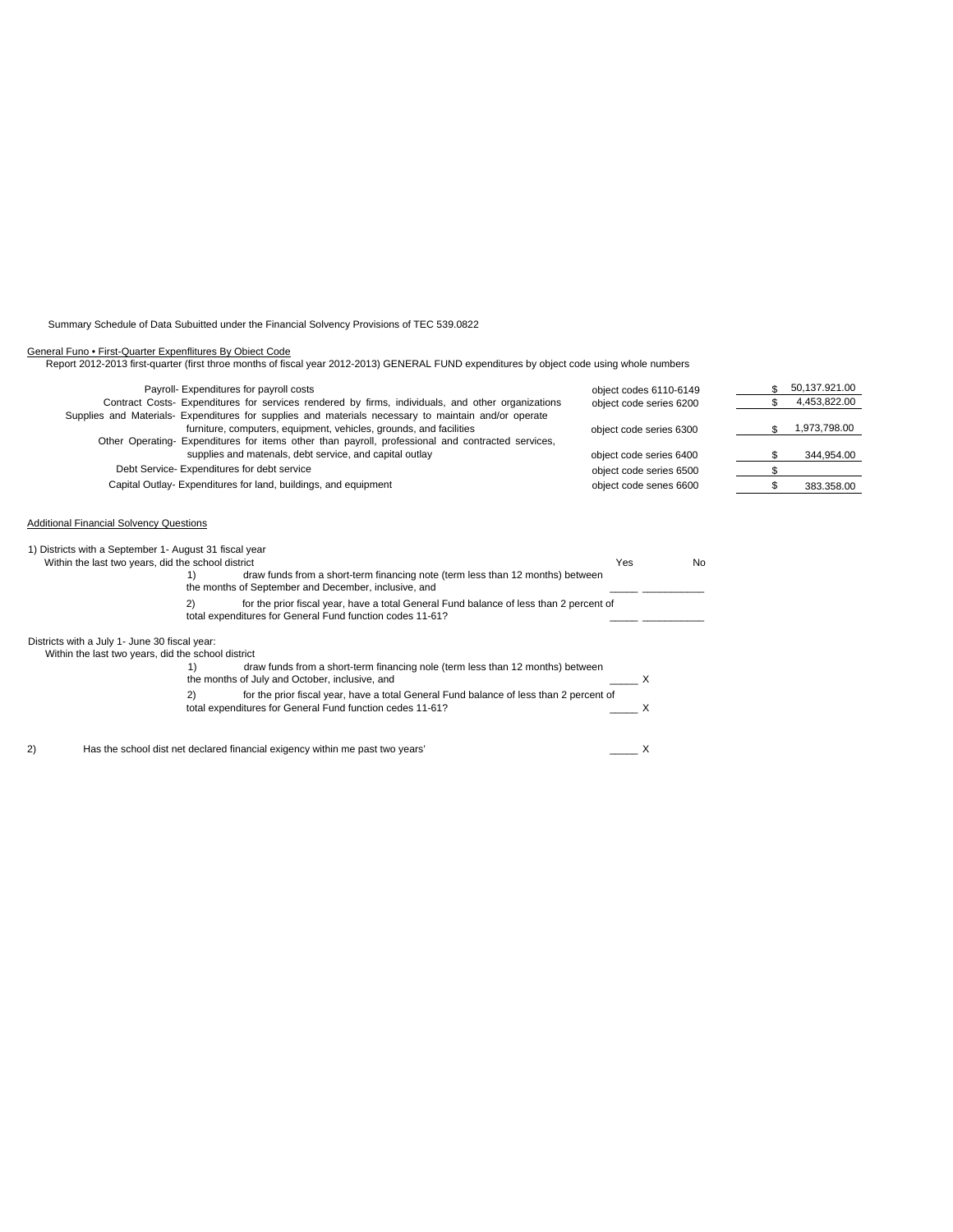Summary Schedule of Data Subuitted under the Financial Solvency Provisions of TEC 539.0822

General Funo • First-Quarter Expenflitures By Obiect Code

Report 2012-2013 first-quarter (first throe months of fiscal year 2012-2013) GENERAL FUND expenditures by object code using whole numbers

| Description | Object Code | Amount |
|---|---|---|
| Payroll- Expenditures for payroll costs | object codes 6110-6149 | $ 50,137.921.00 |
| Contract Costs- Expenditures for services rendered by firms, individuals, and other organizations | object code series 6200 | $ 4,453,822.00 |
| Supplies and Materials- Expenditures for supplies and materials necessary to maintain and/or operate furniture, computers, equipment, vehicles, grounds, and facilities | object code series 6300 | $ 1,973,798.00 |
| Other Operating- Expenditures for items other than payroll, professional and contracted services, supplies and matenals, debt service, and capital outlay | object code series 6400 | $ 344,954.00 |
| Debt Service- Expenditures for debt service | object code series 6500 | $ |
| Capital Outlay- Expenditures for land, buildings, and equipment | object code senes 6600 | $ 383.358.00 |

Additional Financial Solvency Questions

1) Districts with a September 1- August 31 fiscal year

Within the last two years, did the school district

| | Yes | No |
|---|---|---|
| 1) draw funds from a short-term financing note (term less than 12 months) between the months of September and December, inclusive, and | _____ | __________ |
| 2) for the prior fiscal year, have a total General Fund balance of less than 2 percent of total expenditures for General Fund function codes 11-61? | _____ | __________ |

Districts with a July 1- June 30 fiscal year:

Within the last two years, did the school district

| | Yes | No |
|---|---|---|
| 1) draw funds from a short-term financing nole (term less than 12 months) between the months of July and October, inclusive, and | _____ | X |
| 2) for the prior fiscal year, have a total General Fund balance of less than 2 percent of total expenditures for General Fund function cedes 11-61? | _____ | X |

2) Has the school dist net declared financial exigency within me past two years' _____ X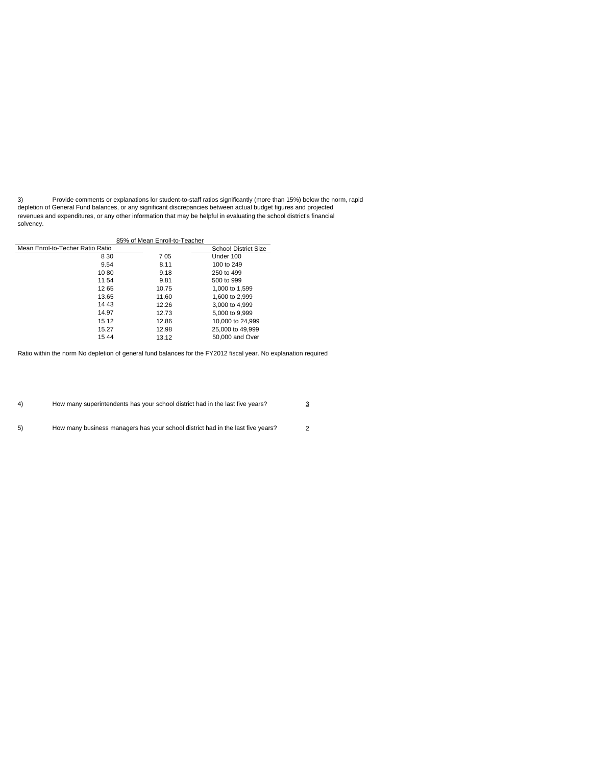3) Provide comments or explanations lor student-to-staff ratios significantly (more than 15%) below the norm, rapid depletion of General Fund balances, or any significant discrepancies between actual budget figures and projected revenues and expenditures, or any other information that may be helpful in evaluating the school district's financial solvency.

| Mean Enrol-to-Techer Ratio Ratio | 85% of Mean Enroll-to-Teacher | School District Size |
|---|---|---|
| 8 30 | 7 05 | Under 100 |
| 9.54 | 8.11 | 100 to 249 |
| 10 80 | 9.18 | 250 to 499 |
| 11 54 | 9.81 | 500 to 999 |
| 12 65 | 10.75 | 1,000 to 1,599 |
| 13.65 | 11.60 | 1,600 to 2,999 |
| 14 43 | 12.26 | 3,000 to 4,999 |
| 14.97 | 12.73 | 5,000 to 9,999 |
| 15 12 | 12.86 | 10,000 to 24,999 |
| 15.27 | 12.98 | 25,000 to 49,999 |
| 15 44 | 13.12 | 50,000 and Over |

Ratio within the norm No depletion of general fund balances for the FY2012 fiscal year. No explanation required

4) How many superintendents has your school district had in the last five years? 3

5) How many business managers has your school district had in the last five years? 2